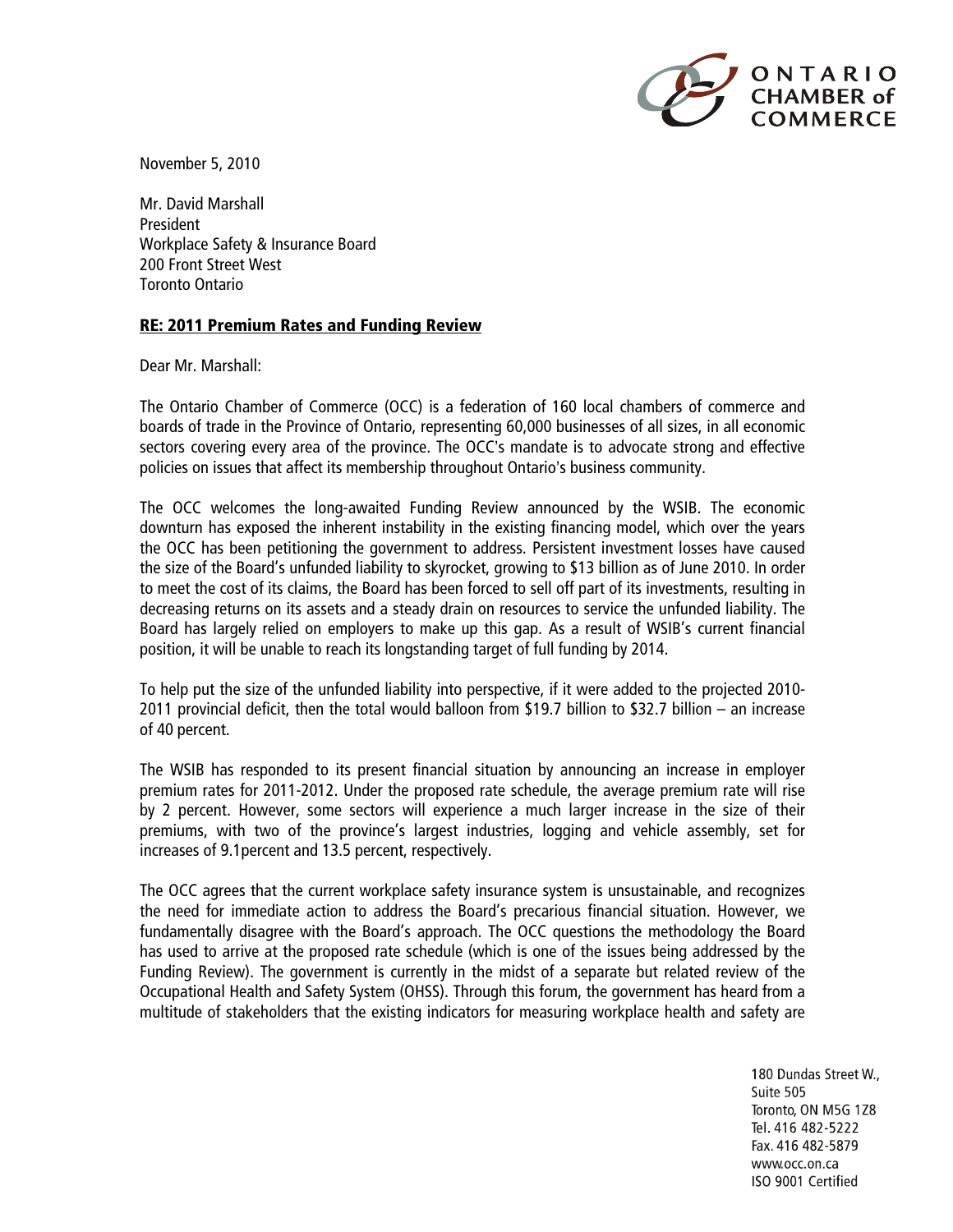ONTARIO CHAMBER of COMMERCE

November 5, 2010

Mr. David Marshall
President
Workplace Safety & Insurance Board
200 Front Street West
Toronto Ontario

**RE: 2011 Premium Rates and Funding Review**

Dear Mr. Marshall:

The Ontario Chamber of Commerce (OCC) is a federation of 160 local chambers of commerce and boards of trade in the Province of Ontario, representing 60,000 businesses of all sizes, in all economic sectors covering every area of the province. The OCC's mandate is to advocate strong and effective policies on issues that affect its membership throughout Ontario's business community.

The OCC welcomes the long-awaited Funding Review announced by the WSIB. The economic downturn has exposed the inherent instability in the existing financing model, which over the years the OCC has been petitioning the government to address. Persistent investment losses have caused the size of the Board's unfunded liability to skyrocket, growing to $13 billion as of June 2010. In order to meet the cost of its claims, the Board has been forced to sell off part of its investments, resulting in decreasing returns on its assets and a steady drain on resources to service the unfunded liability. The Board has largely relied on employers to make up this gap. As a result of WSIB's current financial position, it will be unable to reach its longstanding target of full funding by 2014.

To help put the size of the unfunded liability into perspective, if it were added to the projected 2010-2011 provincial deficit, then the total would balloon from $19.7 billion to $32.7 billion – an increase of 40 percent.

The WSIB has responded to its present financial situation by announcing an increase in employer premium rates for 2011-2012. Under the proposed rate schedule, the average premium rate will rise by 2 percent. However, some sectors will experience a much larger increase in the size of their premiums, with two of the province's largest industries, logging and vehicle assembly, set for increases of 9.1percent and 13.5 percent, respectively.

The OCC agrees that the current workplace safety insurance system is unsustainable, and recognizes the need for immediate action to address the Board's precarious financial situation. However, we fundamentally disagree with the Board's approach. The OCC questions the methodology the Board has used to arrive at the proposed rate schedule (which is one of the issues being addressed by the Funding Review). The government is currently in the midst of a separate but related review of the Occupational Health and Safety System (OHSS). Through this forum, the government has heard from a multitude of stakeholders that the existing indicators for measuring workplace health and safety are

180 Dundas Street W.,
Suite 505
Toronto, ON M5G 1Z8
Tel. 416 482-5222
Fax. 416 482-5879
www.occ.on.ca
ISO 9001 Certified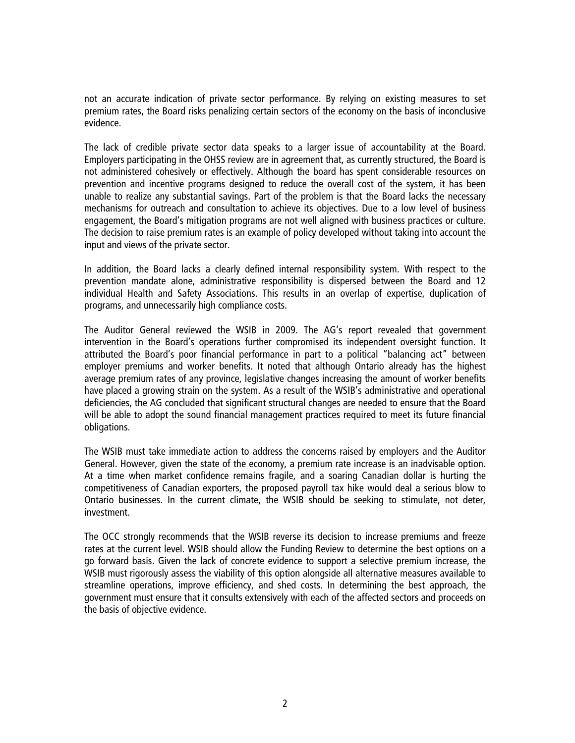not an accurate indication of private sector performance. By relying on existing measures to set premium rates, the Board risks penalizing certain sectors of the economy on the basis of inconclusive evidence.

The lack of credible private sector data speaks to a larger issue of accountability at the Board. Employers participating in the OHSS review are in agreement that, as currently structured, the Board is not administered cohesively or effectively. Although the board has spent considerable resources on prevention and incentive programs designed to reduce the overall cost of the system, it has been unable to realize any substantial savings. Part of the problem is that the Board lacks the necessary mechanisms for outreach and consultation to achieve its objectives. Due to a low level of business engagement, the Board's mitigation programs are not well aligned with business practices or culture. The decision to raise premium rates is an example of policy developed without taking into account the input and views of the private sector.

In addition, the Board lacks a clearly defined internal responsibility system. With respect to the prevention mandate alone, administrative responsibility is dispersed between the Board and 12 individual Health and Safety Associations. This results in an overlap of expertise, duplication of programs, and unnecessarily high compliance costs.

The Auditor General reviewed the WSIB in 2009. The AG's report revealed that government intervention in the Board's operations further compromised its independent oversight function. It attributed the Board's poor financial performance in part to a political "balancing act" between employer premiums and worker benefits. It noted that although Ontario already has the highest average premium rates of any province, legislative changes increasing the amount of worker benefits have placed a growing strain on the system. As a result of the WSIB's administrative and operational deficiencies, the AG concluded that significant structural changes are needed to ensure that the Board will be able to adopt the sound financial management practices required to meet its future financial obligations.

The WSIB must take immediate action to address the concerns raised by employers and the Auditor General. However, given the state of the economy, a premium rate increase is an inadvisable option. At a time when market confidence remains fragile, and a soaring Canadian dollar is hurting the competitiveness of Canadian exporters, the proposed payroll tax hike would deal a serious blow to Ontario businesses. In the current climate, the WSIB should be seeking to stimulate, not deter, investment.

The OCC strongly recommends that the WSIB reverse its decision to increase premiums and freeze rates at the current level. WSIB should allow the Funding Review to determine the best options on a go forward basis. Given the lack of concrete evidence to support a selective premium increase, the WSIB must rigorously assess the viability of this option alongside all alternative measures available to streamline operations, improve efficiency, and shed costs. In determining the best approach, the government must ensure that it consults extensively with each of the affected sectors and proceeds on the basis of objective evidence.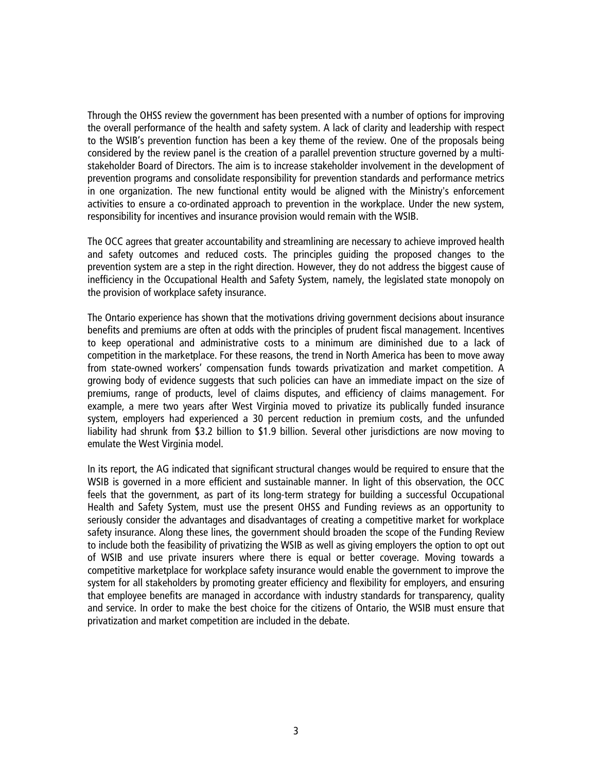Through the OHSS review the government has been presented with a number of options for improving the overall performance of the health and safety system. A lack of clarity and leadership with respect to the WSIB's prevention function has been a key theme of the review. One of the proposals being considered by the review panel is the creation of a parallel prevention structure governed by a multi-stakeholder Board of Directors. The aim is to increase stakeholder involvement in the development of prevention programs and consolidate responsibility for prevention standards and performance metrics in one organization. The new functional entity would be aligned with the Ministry's enforcement activities to ensure a co-ordinated approach to prevention in the workplace. Under the new system, responsibility for incentives and insurance provision would remain with the WSIB.

The OCC agrees that greater accountability and streamlining are necessary to achieve improved health and safety outcomes and reduced costs. The principles guiding the proposed changes to the prevention system are a step in the right direction. However, they do not address the biggest cause of inefficiency in the Occupational Health and Safety System, namely, the legislated state monopoly on the provision of workplace safety insurance.

The Ontario experience has shown that the motivations driving government decisions about insurance benefits and premiums are often at odds with the principles of prudent fiscal management. Incentives to keep operational and administrative costs to a minimum are diminished due to a lack of competition in the marketplace. For these reasons, the trend in North America has been to move away from state-owned workers' compensation funds towards privatization and market competition. A growing body of evidence suggests that such policies can have an immediate impact on the size of premiums, range of products, level of claims disputes, and efficiency of claims management. For example, a mere two years after West Virginia moved to privatize its publically funded insurance system, employers had experienced a 30 percent reduction in premium costs, and the unfunded liability had shrunk from $3.2 billion to $1.9 billion. Several other jurisdictions are now moving to emulate the West Virginia model.

In its report, the AG indicated that significant structural changes would be required to ensure that the WSIB is governed in a more efficient and sustainable manner. In light of this observation, the OCC feels that the government, as part of its long-term strategy for building a successful Occupational Health and Safety System, must use the present OHSS and Funding reviews as an opportunity to seriously consider the advantages and disadvantages of creating a competitive market for workplace safety insurance. Along these lines, the government should broaden the scope of the Funding Review to include both the feasibility of privatizing the WSIB as well as giving employers the option to opt out of WSIB and use private insurers where there is equal or better coverage. Moving towards a competitive marketplace for workplace safety insurance would enable the government to improve the system for all stakeholders by promoting greater efficiency and flexibility for employers, and ensuring that employee benefits are managed in accordance with industry standards for transparency, quality and service. In order to make the best choice for the citizens of Ontario, the WSIB must ensure that privatization and market competition are included in the debate.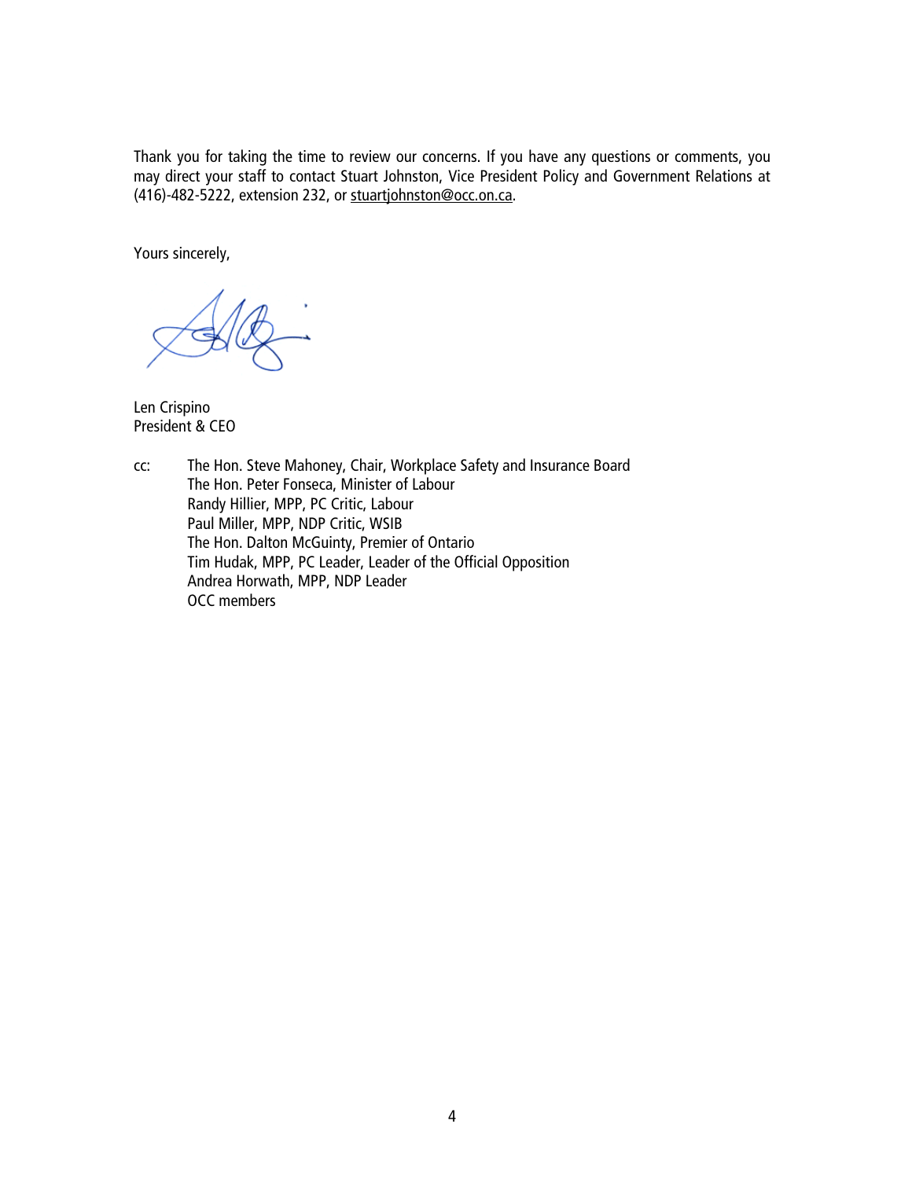Thank you for taking the time to review our concerns. If you have any questions or comments, you may direct your staff to contact Stuart Johnston, Vice President Policy and Government Relations at (416)-482-5222, extension 232, or stuartjohnston@occ.on.ca.

Yours sincerely,

Len Crispino
President & CEO

cc: The Hon. Steve Mahoney, Chair, Workplace Safety and Insurance Board
The Hon. Peter Fonseca, Minister of Labour
Randy Hillier, MPP, PC Critic, Labour
Paul Miller, MPP, NDP Critic, WSIB
The Hon. Dalton McGuinty, Premier of Ontario
Tim Hudak, MPP, PC Leader, Leader of the Official Opposition
Andrea Horwath, MPP, NDP Leader
OCC members